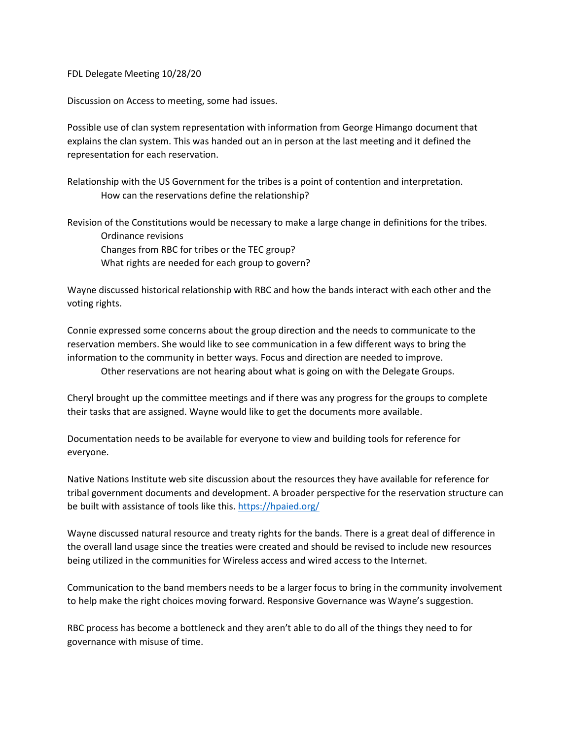FDL Delegate Meeting 10/28/20

Discussion on Access to meeting, some had issues.

Possible use of clan system representation with information from George Himango document that explains the clan system. This was handed out an in person at the last meeting and it defined the representation for each reservation.

Relationship with the US Government for the tribes is a point of contention and interpretation.

    How can the reservations define the relationship?

Revision of the Constitutions would be necessary to make a large change in definitions for the tribes.

    Ordinance revisions
    Changes from RBC for tribes or the TEC group?
    What rights are needed for each group to govern?

Wayne discussed historical relationship with RBC and how the bands interact with each other and the voting rights.

Connie expressed some concerns about the group direction and the needs to communicate to the reservation members. She would like to see communication in a few different ways to bring the information to the community in better ways. Focus and direction are needed to improve.

    Other reservations are not hearing about what is going on with the Delegate Groups.

Cheryl brought up the committee meetings and if there was any progress for the groups to complete their tasks that are assigned. Wayne would like to get the documents more available.

Documentation needs to be available for everyone to view and building tools for reference for everyone.

Native Nations Institute web site discussion about the resources they have available for reference for tribal government documents and development. A broader perspective for the reservation structure can be built with assistance of tools like this. https://hpaied.org/

Wayne discussed natural resource and treaty rights for the bands. There is a great deal of difference in the overall land usage since the treaties were created and should be revised to include new resources being utilized in the communities for Wireless access and wired access to the Internet.

Communication to the band members needs to be a larger focus to bring in the community involvement to help make the right choices moving forward. Responsive Governance was Wayne's suggestion.

RBC process has become a bottleneck and they aren't able to do all of the things they need to for governance with misuse of time.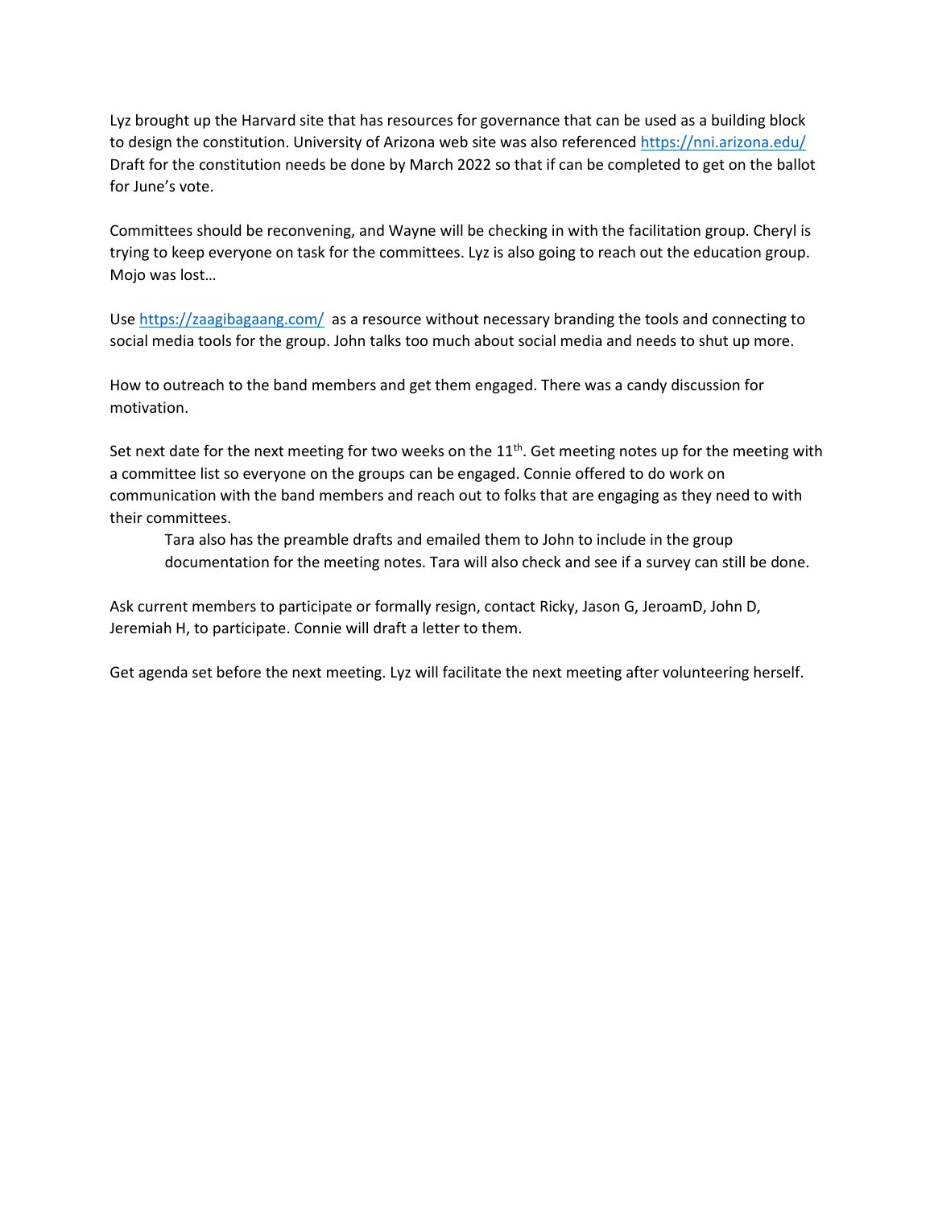Lyz brought up the Harvard site that has resources for governance that can be used as a building block to design the constitution. University of Arizona web site was also referenced https://nni.arizona.edu/ Draft for the constitution needs be done by March 2022 so that if can be completed to get on the ballot for June's vote.

Committees should be reconvening, and Wayne will be checking in with the facilitation group. Cheryl is trying to keep everyone on task for the committees. Lyz is also going to reach out the education group. Mojo was lost…

Use https://zaagibagaang.com/ as a resource without necessary branding the tools and connecting to social media tools for the group. John talks too much about social media and needs to shut up more.

How to outreach to the band members and get them engaged. There was a candy discussion for motivation.

Set next date for the next meeting for two weeks on the 11th. Get meeting notes up for the meeting with a committee list so everyone on the groups can be engaged. Connie offered to do work on communication with the band members and reach out to folks that are engaging as they need to with their committees.

> Tara also has the preamble drafts and emailed them to John to include in the group documentation for the meeting notes. Tara will also check and see if a survey can still be done.

Ask current members to participate or formally resign, contact Ricky, Jason G, JeroamD, John D, Jeremiah H, to participate. Connie will draft a letter to them.

Get agenda set before the next meeting. Lyz will facilitate the next meeting after volunteering herself.